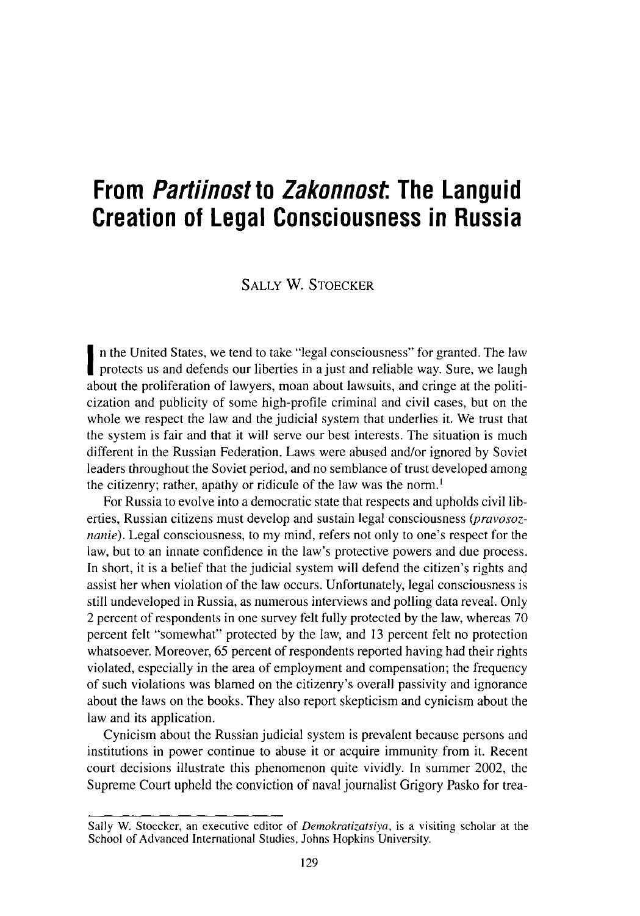# From *Partiinost* to *Zakonnost*: The Languid Creation of Legal Consciousness in Russia

SALLY W. STOECKER

In the United States, we tend to take "legal consciousness" for granted. The law protects us and defends our liberties in a just and reliable way. Sure, we laugh about the proliferation of lawyers, moan about lawsuits, and cringe at the politicization and publicity of some high-profile criminal and civil cases, but on the whole we respect the law and the judicial system that underlies it. We trust that the system is fair and that it will serve our best interests. The situation is much different in the Russian Federation. Laws were abused and/or ignored by Soviet leaders throughout the Soviet period, and no semblance of trust developed among the citizenry; rather, apathy or ridicule of the law was the norm.[1]

For Russia to evolve into a democratic state that respects and upholds civil liberties, Russian citizens must develop and sustain legal consciousness (*pravosoznanie*). Legal consciousness, to my mind, refers not only to one's respect for the law, but to an innate confidence in the law's protective powers and due process. In short, it is a belief that the judicial system will defend the citizen's rights and assist her when violation of the law occurs. Unfortunately, legal consciousness is still undeveloped in Russia, as numerous interviews and polling data reveal. Only 2 percent of respondents in one survey felt fully protected by the law, whereas 70 percent felt "somewhat" protected by the law, and 13 percent felt no protection whatsoever. Moreover, 65 percent of respondents reported having had their rights violated, especially in the area of employment and compensation; the frequency of such violations was blamed on the citizenry's overall passivity and ignorance about the laws on the books. They also report skepticism and cynicism about the law and its application.

Cynicism about the Russian judicial system is prevalent because persons and institutions in power continue to abuse it or acquire immunity from it. Recent court decisions illustrate this phenomenon quite vividly. In summer 2002, the Supreme Court upheld the conviction of naval journalist Grigory Pasko for trea-

---

Sally W. Stoecker, an executive editor of *Demokratizatsiya*, is a visiting scholar at the School of Advanced International Studies, Johns Hopkins University.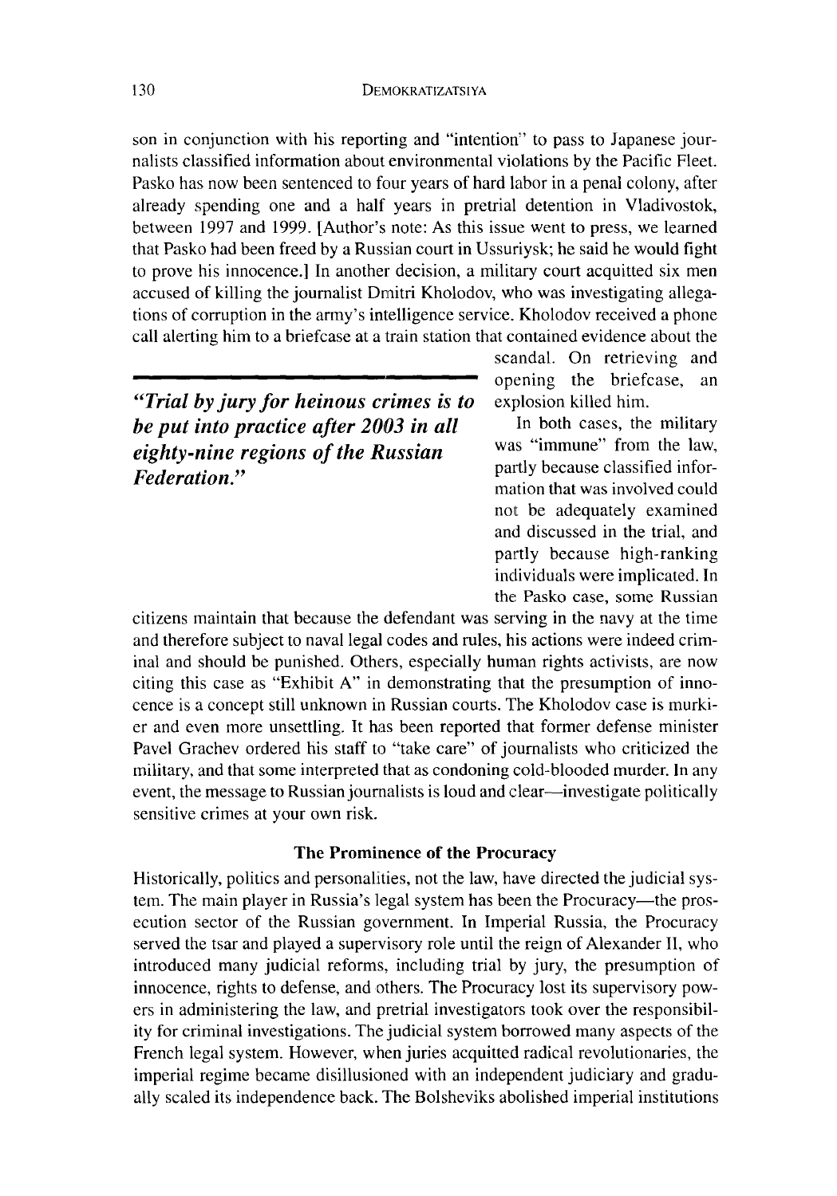son in conjunction with his reporting and "intention" to pass to Japanese journalists classified information about environmental violations by the Pacific Fleet. Pasko has now been sentenced to four years of hard labor in a penal colony, after already spending one and a half years in pretrial detention in Vladivostok, between 1997 and 1999. [Author's note: As this issue went to press, we learned that Pasko had been freed by a Russian court in Ussuriysk; he said he would fight to prove his innocence.] In another decision, a military court acquitted six men accused of killing the journalist Dmitri Kholodov, who was investigating allegations of corruption in the army's intelligence service. Kholodov received a phone call alerting him to a briefcase at a train station that contained evidence about the scandal. On retrieving and opening the briefcase, an explosion killed him.

> ***"Trial by jury for heinous crimes is to be put into practice after 2003 in all eighty-nine regions of the Russian Federation."***

In both cases, the military was "immune" from the law, partly because classified information that was involved could not be adequately examined and discussed in the trial, and partly because high-ranking individuals were implicated. In the Pasko case, some Russian citizens maintain that because the defendant was serving in the navy at the time and therefore subject to naval legal codes and rules, his actions were indeed criminal and should be punished. Others, especially human rights activists, are now citing this case as "Exhibit A" in demonstrating that the presumption of innocence is a concept still unknown in Russian courts. The Kholodov case is murkier and even more unsettling. It has been reported that former defense minister Pavel Grachev ordered his staff to "take care" of journalists who criticized the military, and that some interpreted that as condoning cold-blooded murder. In any event, the message to Russian journalists is loud and clear—investigate politically sensitive crimes at your own risk.

### The Prominence of the Procuracy

Historically, politics and personalities, not the law, have directed the judicial system. The main player in Russia's legal system has been the Procuracy—the prosecution sector of the Russian government. In Imperial Russia, the Procuracy served the tsar and played a supervisory role until the reign of Alexander II, who introduced many judicial reforms, including trial by jury, the presumption of innocence, rights to defense, and others. The Procuracy lost its supervisory powers in administering the law, and pretrial investigators took over the responsibility for criminal investigations. The judicial system borrowed many aspects of the French legal system. However, when juries acquitted radical revolutionaries, the imperial regime became disillusioned with an independent judiciary and gradually scaled its independence back. The Bolsheviks abolished imperial institutions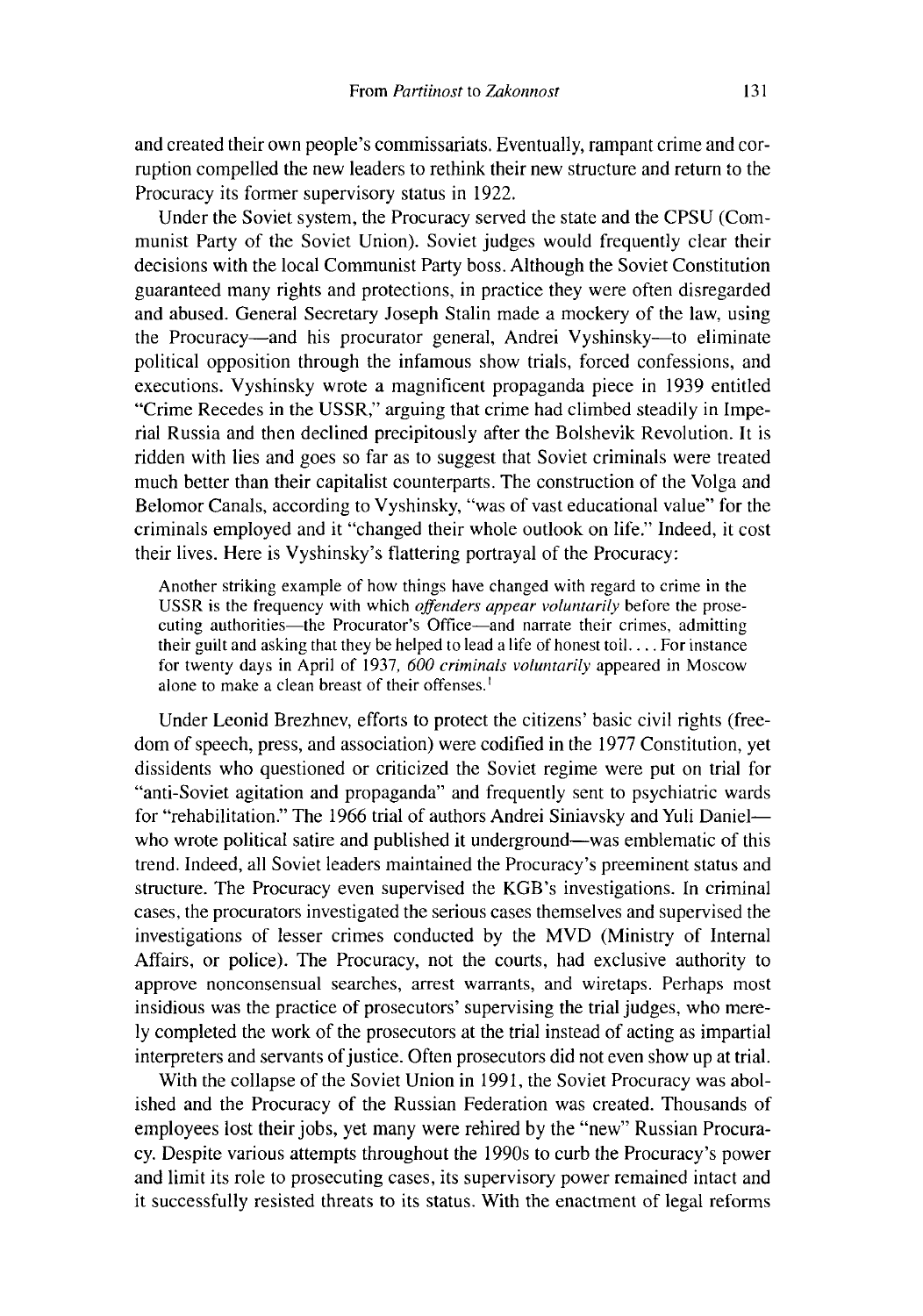and created their own people's commissariats. Eventually, rampant crime and corruption compelled the new leaders to rethink their new structure and return to the Procuracy its former supervisory status in 1922.

Under the Soviet system, the Procuracy served the state and the CPSU (Communist Party of the Soviet Union). Soviet judges would frequently clear their decisions with the local Communist Party boss. Although the Soviet Constitution guaranteed many rights and protections, in practice they were often disregarded and abused. General Secretary Joseph Stalin made a mockery of the law, using the Procuracy—and his procurator general, Andrei Vyshinsky—to eliminate political opposition through the infamous show trials, forced confessions, and executions. Vyshinsky wrote a magnificent propaganda piece in 1939 entitled "Crime Recedes in the USSR," arguing that crime had climbed steadily in Imperial Russia and then declined precipitously after the Bolshevik Revolution. It is ridden with lies and goes so far as to suggest that Soviet criminals were treated much better than their capitalist counterparts. The construction of the Volga and Belomor Canals, according to Vyshinsky, "was of vast educational value" for the criminals employed and it "changed their whole outlook on life." Indeed, it cost their lives. Here is Vyshinsky's flattering portrayal of the Procuracy:

> Another striking example of how things have changed with regard to crime in the USSR is the frequency with which *offenders appear voluntarily* before the prosecuting authorities—the Procurator's Office—and narrate their crimes, admitting their guilt and asking that they be helped to lead a life of honest toil. . . . For instance for twenty days in April of 1937, *600 criminals voluntarily* appeared in Moscow alone to make a clean breast of their offenses.[1]

Under Leonid Brezhnev, efforts to protect the citizens' basic civil rights (freedom of speech, press, and association) were codified in the 1977 Constitution, yet dissidents who questioned or criticized the Soviet regime were put on trial for "anti-Soviet agitation and propaganda" and frequently sent to psychiatric wards for "rehabilitation." The 1966 trial of authors Andrei Siniavsky and Yuli Daniel—who wrote political satire and published it underground—was emblematic of this trend. Indeed, all Soviet leaders maintained the Procuracy's preeminent status and structure. The Procuracy even supervised the KGB's investigations. In criminal cases, the procurators investigated the serious cases themselves and supervised the investigations of lesser crimes conducted by the MVD (Ministry of Internal Affairs, or police). The Procuracy, not the courts, had exclusive authority to approve nonconsensual searches, arrest warrants, and wiretaps. Perhaps most insidious was the practice of prosecutors' supervising the trial judges, who merely completed the work of the prosecutors at the trial instead of acting as impartial interpreters and servants of justice. Often prosecutors did not even show up at trial.

With the collapse of the Soviet Union in 1991, the Soviet Procuracy was abolished and the Procuracy of the Russian Federation was created. Thousands of employees lost their jobs, yet many were rehired by the "new" Russian Procuracy. Despite various attempts throughout the 1990s to curb the Procuracy's power and limit its role to prosecuting cases, its supervisory power remained intact and it successfully resisted threats to its status. With the enactment of legal reforms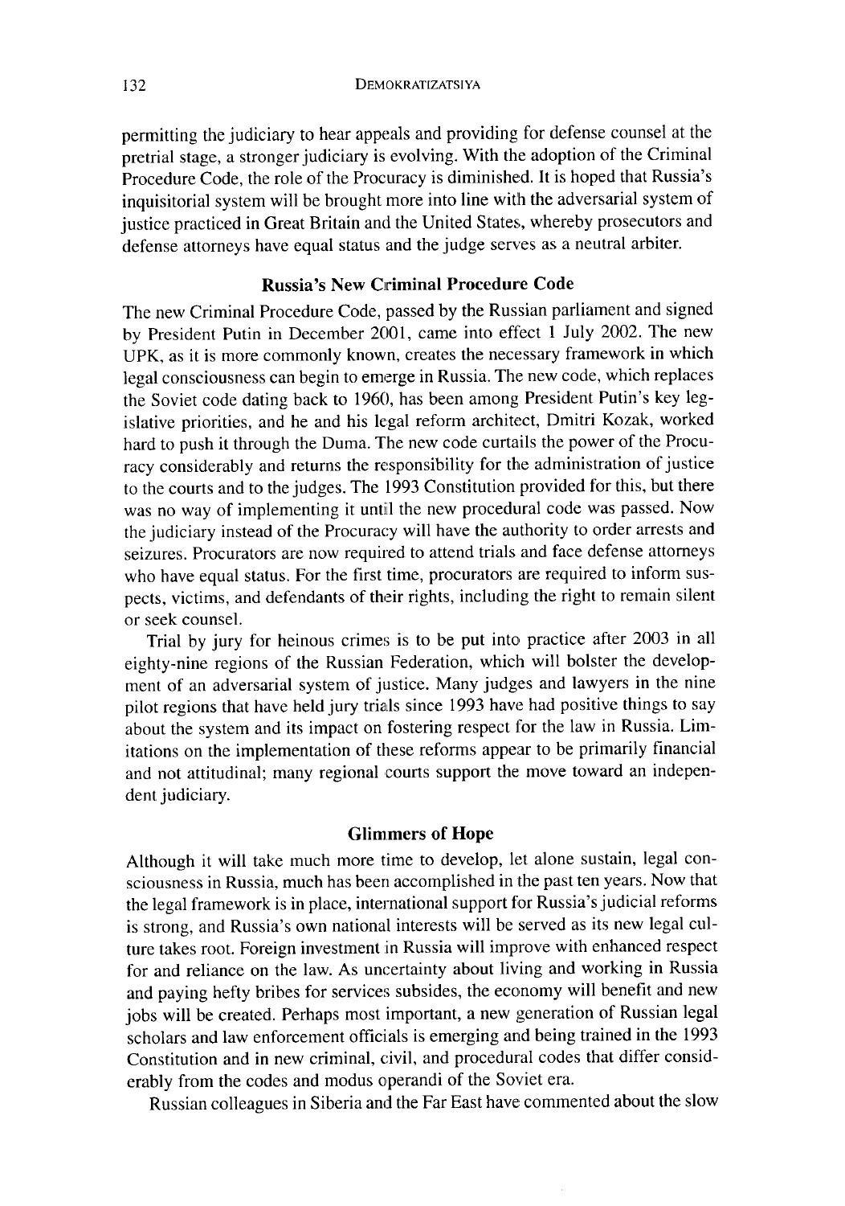permitting the judiciary to hear appeals and providing for defense counsel at the pretrial stage, a stronger judiciary is evolving. With the adoption of the Criminal Procedure Code, the role of the Procuracy is diminished. It is hoped that Russia's inquisitorial system will be brought more into line with the adversarial system of justice practiced in Great Britain and the United States, whereby prosecutors and defense attorneys have equal status and the judge serves as a neutral arbiter.

## Russia's New Criminal Procedure Code

The new Criminal Procedure Code, passed by the Russian parliament and signed by President Putin in December 2001, came into effect 1 July 2002. The new UPK, as it is more commonly known, creates the necessary framework in which legal consciousness can begin to emerge in Russia. The new code, which replaces the Soviet code dating back to 1960, has been among President Putin's key legislative priorities, and he and his legal reform architect, Dmitri Kozak, worked hard to push it through the Duma. The new code curtails the power of the Procuracy considerably and returns the responsibility for the administration of justice to the courts and to the judges. The 1993 Constitution provided for this, but there was no way of implementing it until the new procedural code was passed. Now the judiciary instead of the Procuracy will have the authority to order arrests and seizures. Procurators are now required to attend trials and face defense attorneys who have equal status. For the first time, procurators are required to inform suspects, victims, and defendants of their rights, including the right to remain silent or seek counsel.

Trial by jury for heinous crimes is to be put into practice after 2003 in all eighty-nine regions of the Russian Federation, which will bolster the development of an adversarial system of justice. Many judges and lawyers in the nine pilot regions that have held jury trials since 1993 have had positive things to say about the system and its impact on fostering respect for the law in Russia. Limitations on the implementation of these reforms appear to be primarily financial and not attitudinal; many regional courts support the move toward an independent judiciary.

## Glimmers of Hope

Although it will take much more time to develop, let alone sustain, legal consciousness in Russia, much has been accomplished in the past ten years. Now that the legal framework is in place, international support for Russia's judicial reforms is strong, and Russia's own national interests will be served as its new legal culture takes root. Foreign investment in Russia will improve with enhanced respect for and reliance on the law. As uncertainty about living and working in Russia and paying hefty bribes for services subsides, the economy will benefit and new jobs will be created. Perhaps most important, a new generation of Russian legal scholars and law enforcement officials is emerging and being trained in the 1993 Constitution and in new criminal, civil, and procedural codes that differ considerably from the codes and modus operandi of the Soviet era.

Russian colleagues in Siberia and the Far East have commented about the slow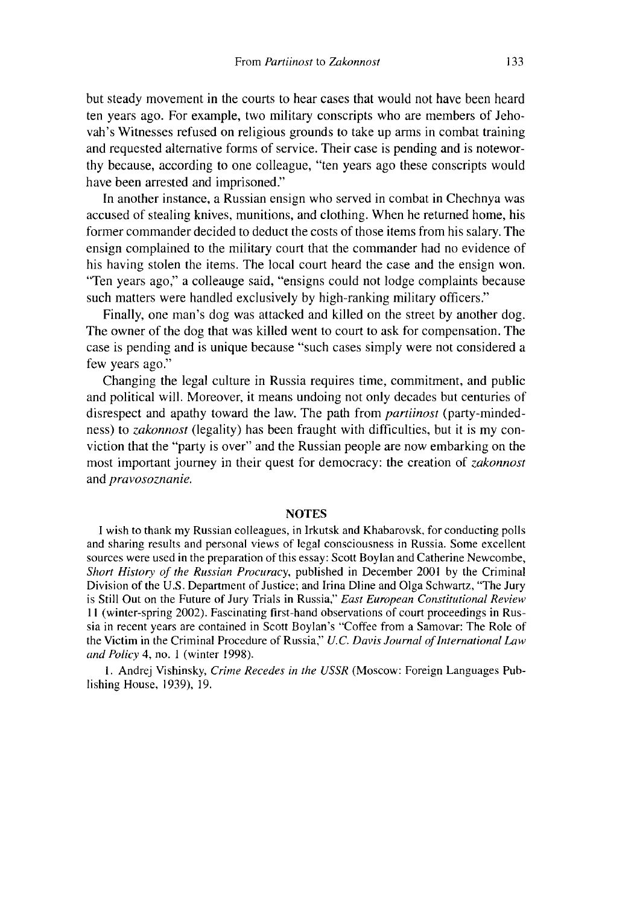but steady movement in the courts to hear cases that would not have been heard ten years ago. For example, two military conscripts who are members of Jehovah's Witnesses refused on religious grounds to take up arms in combat training and requested alternative forms of service. Their case is pending and is noteworthy because, according to one colleague, "ten years ago these conscripts would have been arrested and imprisoned."

In another instance, a Russian ensign who served in combat in Chechnya was accused of stealing knives, munitions, and clothing. When he returned home, his former commander decided to deduct the costs of those items from his salary. The ensign complained to the military court that the commander had no evidence of his having stolen the items. The local court heard the case and the ensign won. "Ten years ago," a colleauge said, "ensigns could not lodge complaints because such matters were handled exclusively by high-ranking military officers."

Finally, one man's dog was attacked and killed on the street by another dog. The owner of the dog that was killed went to court to ask for compensation. The case is pending and is unique because "such cases simply were not considered a few years ago."

Changing the legal culture in Russia requires time, commitment, and public and political will. Moreover, it means undoing not only decades but centuries of disrespect and apathy toward the law. The path from *partiinost* (party-mindedness) to *zakonnost* (legality) has been fraught with difficulties, but it is my conviction that the "party is over" and the Russian people are now embarking on the most important journey in their quest for democracy: the creation of *zakonnost* and *pravosoznanie.*

## NOTES

I wish to thank my Russian colleagues, in Irkutsk and Khabarovsk, for conducting polls and sharing results and personal views of legal consciousness in Russia. Some excellent sources were used in the preparation of this essay: Scott Boylan and Catherine Newcombe, *Short History of the Russian Procuracy*, published in December 2001 by the Criminal Division of the U.S. Department of Justice; and Irina Dline and Olga Schwartz, "The Jury is Still Out on the Future of Jury Trials in Russia," *East European Constitutional Review* 11 (winter-spring 2002). Fascinating first-hand observations of court proceedings in Russia in recent years are contained in Scott Boylan's "Coffee from a Samovar: The Role of the Victim in the Criminal Procedure of Russia," *U.C. Davis Journal of International Law and Policy* 4, no. 1 (winter 1998).

1. Andrej Vishinsky, *Crime Recedes in the USSR* (Moscow: Foreign Languages Publishing House, 1939), 19.